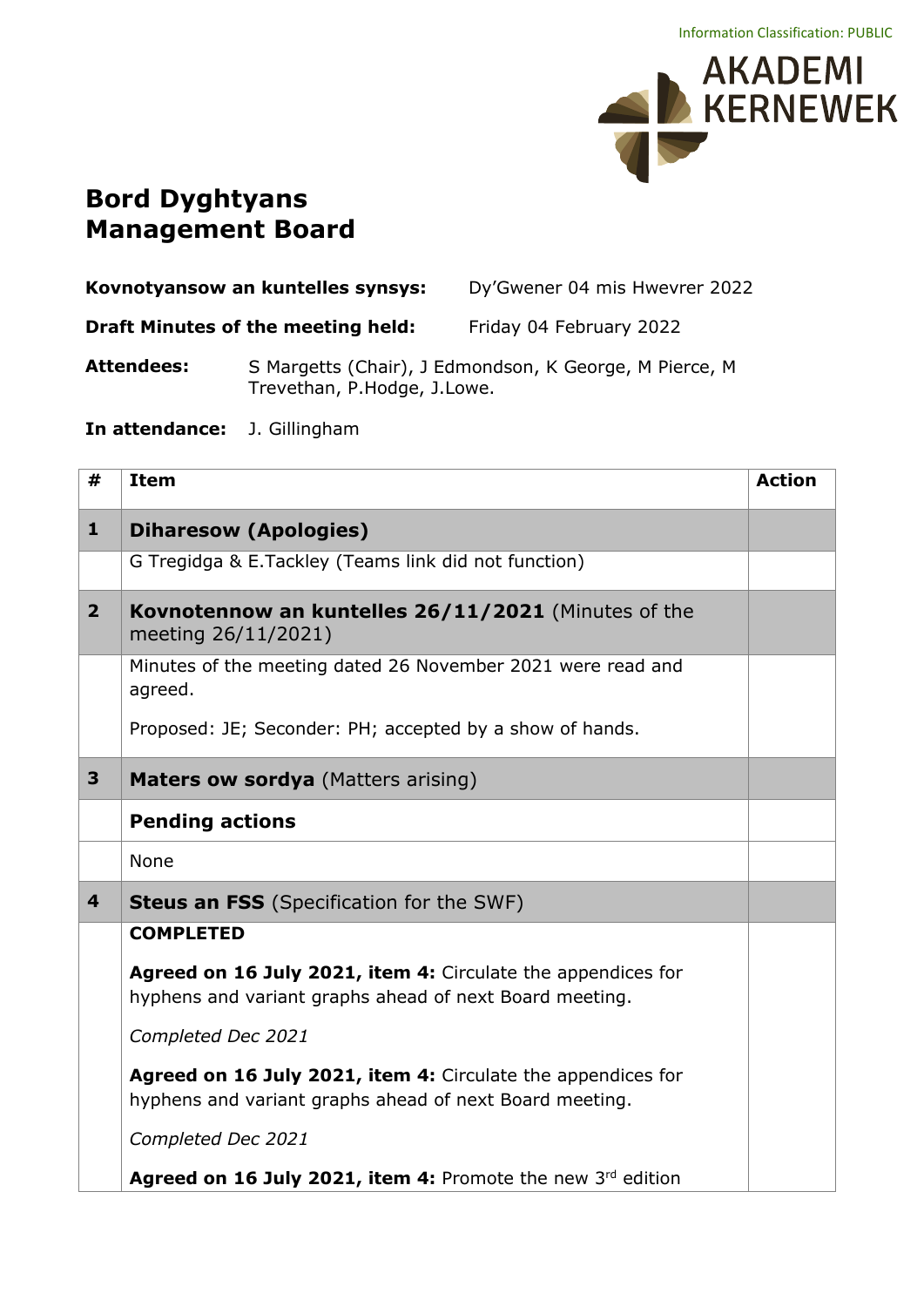Information Classification: PUBLIC

AKADEMI KERNEWEK

# Bord Dyghtyans
# Management Board

**Kovnotyansow an kuntelles synsys:** Dy'Gwener 04 mis Hwevrer 2022

**Draft Minutes of the meeting held:** Friday 04 February 2022

**Attendees:** S Margetts (Chair), J Edmondson, K George, M Pierce, M Trevethan, P.Hodge, J.Lowe.

**In attendance:** J. Gillingham

| # | Item | Action |
|---|---|---|
| **1** | **Diharesow (Apologies)** | |
| | G Tregidga & E.Tackley (Teams link did not function) | |
| **2** | **Kovnotennow an kuntelles 26/11/2021** (Minutes of the meeting 26/11/2021) | |
| | Minutes of the meeting dated 26 November 2021 were read and agreed.<br><br>Proposed: JE; Seconder: PH; accepted by a show of hands. | |
| **3** | **Maters ow sordya** (Matters arising) | |
| | **Pending actions** | |
| | None | |
| **4** | **Steus an FSS** (Specification for the SWF) | |
| | **COMPLETED**<br><br>**Agreed on 16 July 2021, item 4:** Circulate the appendices for hyphens and variant graphs ahead of next Board meeting.<br><br>*Completed Dec 2021*<br><br>**Agreed on 16 July 2021, item 4:** Circulate the appendices for hyphens and variant graphs ahead of next Board meeting.<br><br>*Completed Dec 2021*<br><br>**Agreed on 16 July 2021, item 4:** Promote the new 3rd edition | |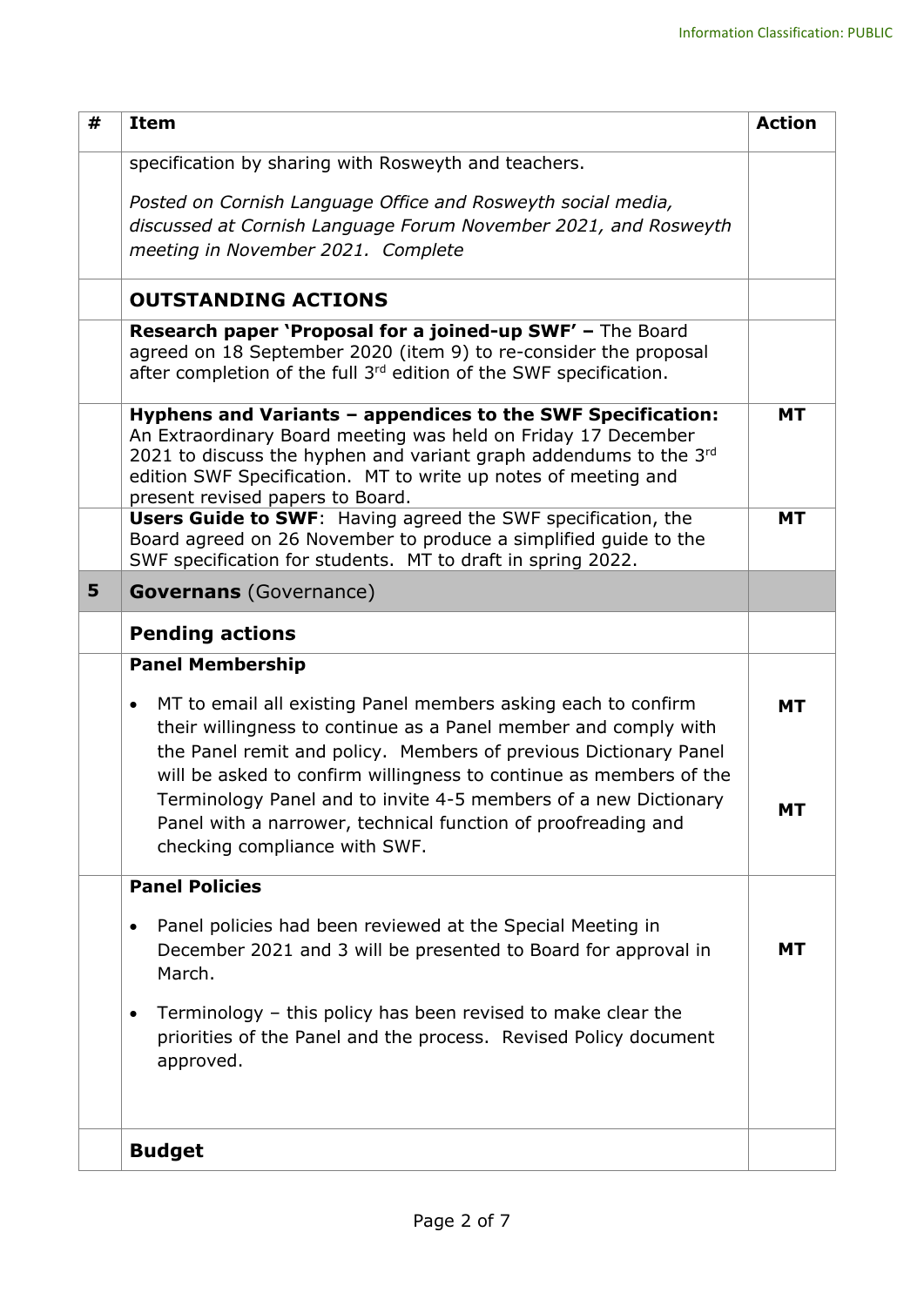| # | Item | Action |
|---|---|---|
| | specification by sharing with Rosweyth and teachers.<br><br>*Posted on Cornish Language Office and Rosweyth social media, discussed at Cornish Language Forum November 2021, and Rosweyth meeting in November 2021. Complete* | |
| | **OUTSTANDING ACTIONS** | |
| | **Research paper 'Proposal for a joined-up SWF' –** The Board agreed on 18 September 2020 (item 9) to re-consider the proposal after completion of the full 3rd edition of the SWF specification. | |
| | **Hyphens and Variants – appendices to the SWF Specification:** An Extraordinary Board meeting was held on Friday 17 December 2021 to discuss the hyphen and variant graph addendums to the 3rd edition SWF Specification. MT to write up notes of meeting and present revised papers to Board. | **MT** |
| | **Users Guide to SWF**: Having agreed the SWF specification, the Board agreed on 26 November to produce a simplified guide to the SWF specification for students. MT to draft in spring 2022. | **MT** |
| **5** | **Governans** (Governance) | |
| | **Pending actions** | |
| | **Panel Membership**<br><br>• MT to email all existing Panel members asking each to confirm their willingness to continue as a Panel member and comply with the Panel remit and policy. Members of previous Dictionary Panel will be asked to confirm willingness to continue as members of the Terminology Panel and to invite 4-5 members of a new Dictionary Panel with a narrower, technical function of proofreading and checking compliance with SWF. | **MT**<br><br>**MT** |
| | **Panel Policies**<br><br>• Panel policies had been reviewed at the Special Meeting in December 2021 and 3 will be presented to Board for approval in March.<br><br>• Terminology – this policy has been revised to make clear the priorities of the Panel and the process. Revised Policy document approved. | **MT** |
| | **Budget** | |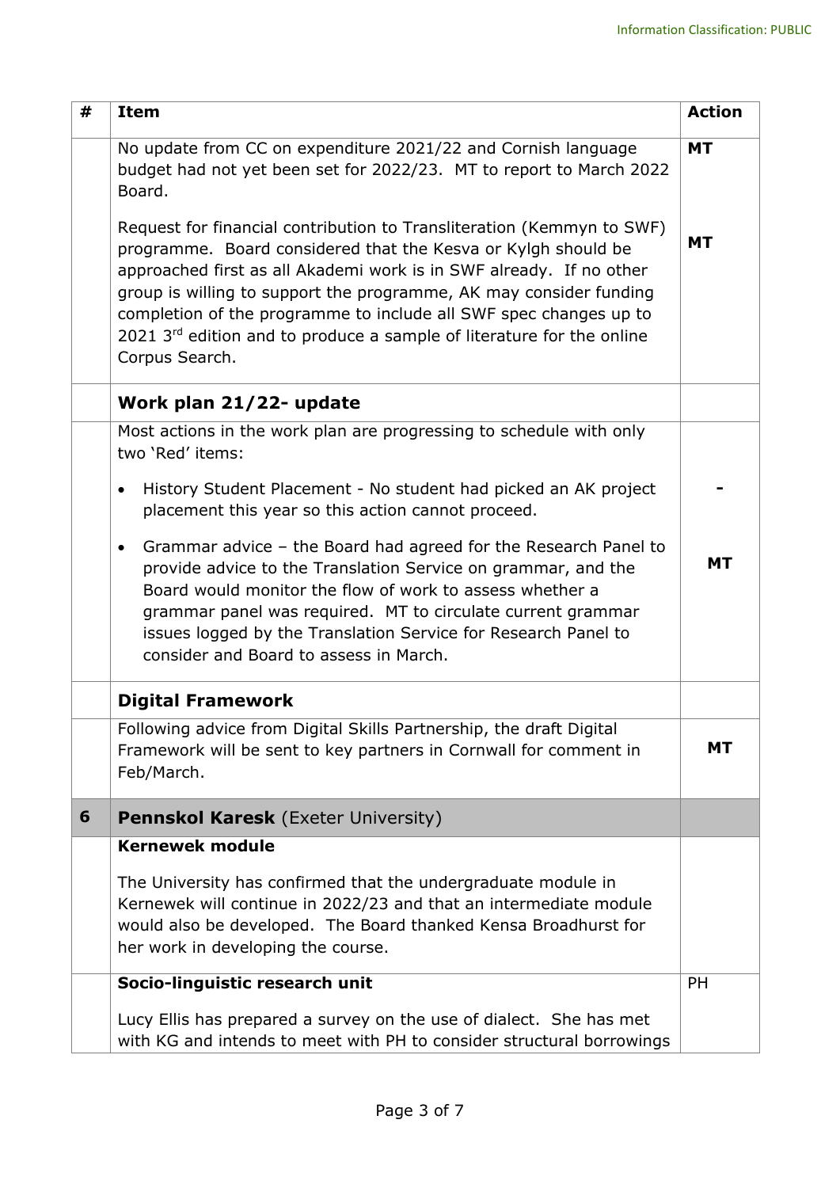| # | Item | Action |
|---|---|---|
| | No update from CC on expenditure 2021/22 and Cornish language budget had not yet been set for 2022/23. MT to report to March 2022 Board.<br><br>Request for financial contribution to Transliteration (Kemmyn to SWF) programme. Board considered that the Kesva or Kylgh should be approached first as all Akademi work is in SWF already. If no other group is willing to support the programme, AK may consider funding completion of the programme to include all SWF spec changes up to 2021 3rd edition and to produce a sample of literature for the online Corpus Search. | **MT**<br><br>**MT** |
| | **Work plan 21/22- update** | |
| | Most actions in the work plan are progressing to schedule with only two 'Red' items:<br><br>• History Student Placement - No student had picked an AK project placement this year so this action cannot proceed.<br><br>• Grammar advice – the Board had agreed for the Research Panel to provide advice to the Translation Service on grammar, and the Board would monitor the flow of work to assess whether a grammar panel was required. MT to circulate current grammar issues logged by the Translation Service for Research Panel to consider and Board to assess in March. | **-**<br><br>**MT** |
| | **Digital Framework** | |
| | Following advice from Digital Skills Partnership, the draft Digital Framework will be sent to key partners in Cornwall for comment in Feb/March. | **MT** |
| **6** | **Pennskol Karesk** (Exeter University) | |
| | **Kernewek module**<br><br>The University has confirmed that the undergraduate module in Kernewek will continue in 2022/23 and that an intermediate module would also be developed. The Board thanked Kensa Broadhurst for her work in developing the course. | |
| | **Socio-linguistic research unit**<br><br>Lucy Ellis has prepared a survey on the use of dialect. She has met with KG and intends to meet with PH to consider structural borrowings | PH |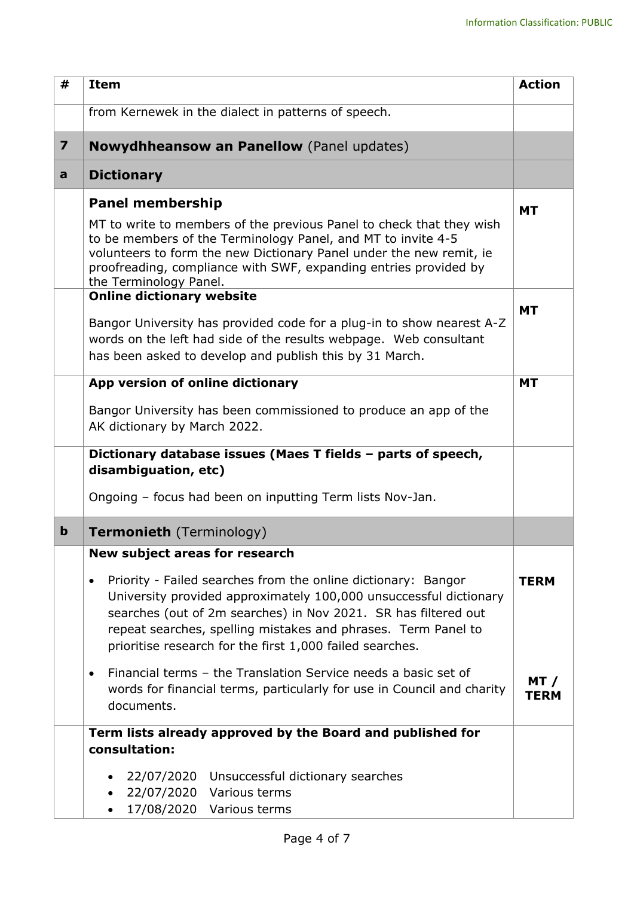| # | Item | Action |
|---|---|---|
| | from Kernewek in the dialect in patterns of speech. | |
| **7** | **Nowydhheansow an Panellow** (Panel updates) | |
| **a** | **Dictionary** | |
| | **Panel membership**<br><br>MT to write to members of the previous Panel to check that they wish to be members of the Terminology Panel, and MT to invite 4-5 volunteers to form the new Dictionary Panel under the new remit, ie proofreading, compliance with SWF, expanding entries provided by the Terminology Panel. | **MT** |
| | **Online dictionary website**<br><br>Bangor University has provided code for a plug-in to show nearest A-Z words on the left had side of the results webpage. Web consultant has been asked to develop and publish this by 31 March. | **MT** |
| | **App version of online dictionary**<br><br>Bangor University has been commissioned to produce an app of the AK dictionary by March 2022. | **MT** |
| | **Dictionary database issues (Maes T fields – parts of speech, disambiguation, etc)**<br><br>Ongoing – focus had been on inputting Term lists Nov-Jan. | |
| **b** | **Termonieth** (Terminology) | |
| | **New subject areas for research**<br><br>• Priority - Failed searches from the online dictionary: Bangor University provided approximately 100,000 unsuccessful dictionary searches (out of 2m searches) in Nov 2021. SR has filtered out repeat searches, spelling mistakes and phrases. Term Panel to prioritise research for the first 1,000 failed searches.<br><br>• Financial terms – the Translation Service needs a basic set of words for financial terms, particularly for use in Council and charity documents. | **TERM**<br><br><br><br>**MT / TERM** |
| | **Term lists already approved by the Board and published for consultation:**<br><br>• 22/07/2020 Unsuccessful dictionary searches<br>• 22/07/2020 Various terms<br>• 17/08/2020 Various terms | |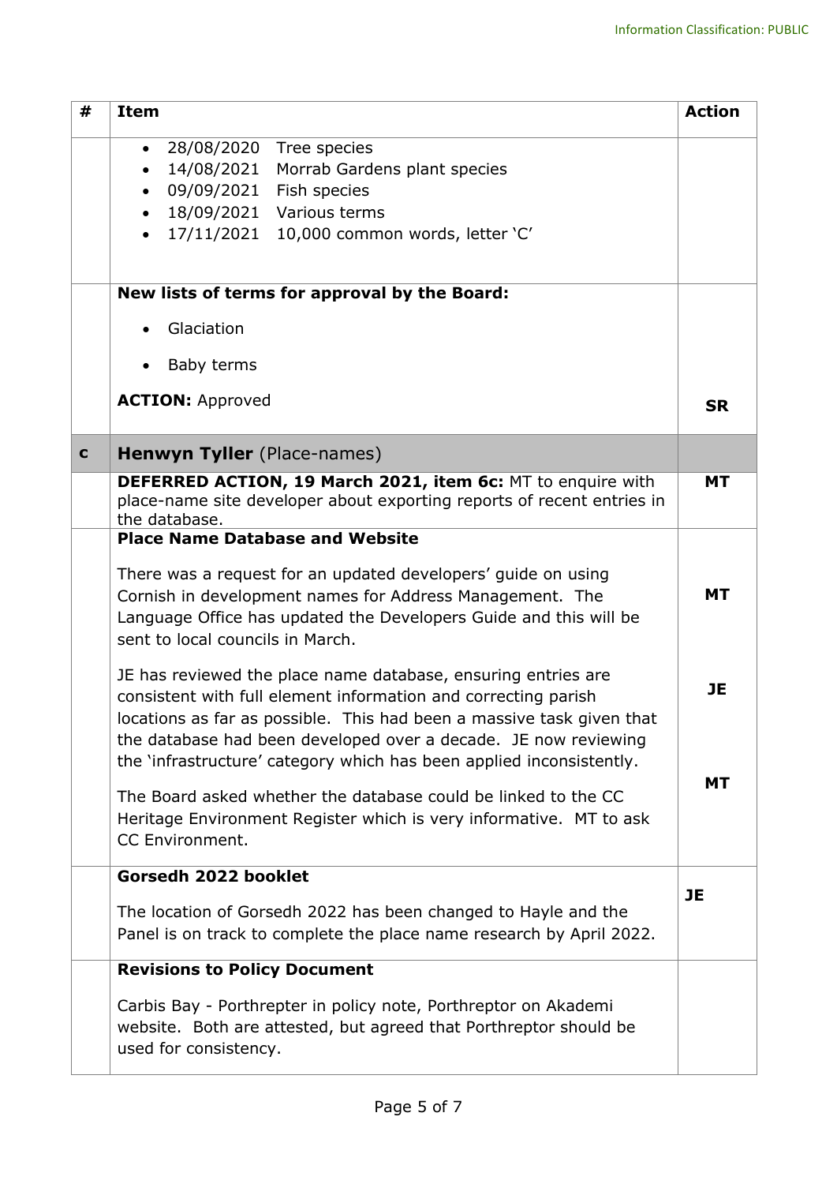| # | Item | Action |
|---|---|---|
| | • 28/08/2020 Tree species<br>• 14/08/2021 Morrab Gardens plant species<br>• 09/09/2021 Fish species<br>• 18/09/2021 Various terms<br>• 17/11/2021 10,000 common words, letter 'C' | |
| | **New lists of terms for approval by the Board:**<br>• Glaciation<br>• Baby terms<br>**ACTION:** Approved | **SR** |
| **c** | **Henwyn Tyller** (Place-names) | |
| | **DEFERRED ACTION, 19 March 2021, item 6c:** MT to enquire with place-name site developer about exporting reports of recent entries in the database. | **MT** |
| | **Place Name Database and Website**<br>There was a request for an updated developers' guide on using Cornish in development names for Address Management. The Language Office has updated the Developers Guide and this will be sent to local councils in March.<br>JE has reviewed the place name database, ensuring entries are consistent with full element information and correcting parish locations as far as possible. This had been a massive task given that the database had been developed over a decade. JE now reviewing the 'infrastructure' category which has been applied inconsistently.<br>The Board asked whether the database could be linked to the CC Heritage Environment Register which is very informative. MT to ask CC Environment. | **MT**<br>**JE**<br>**MT** |
| | **Gorsedh 2022 booklet**<br>The location of Gorsedh 2022 has been changed to Hayle and the Panel is on track to complete the place name research by April 2022. | **JE** |
| | **Revisions to Policy Document**<br>Carbis Bay - Porthrepter in policy note, Porthreptor on Akademi website. Both are attested, but agreed that Porthreptor should be used for consistency. | |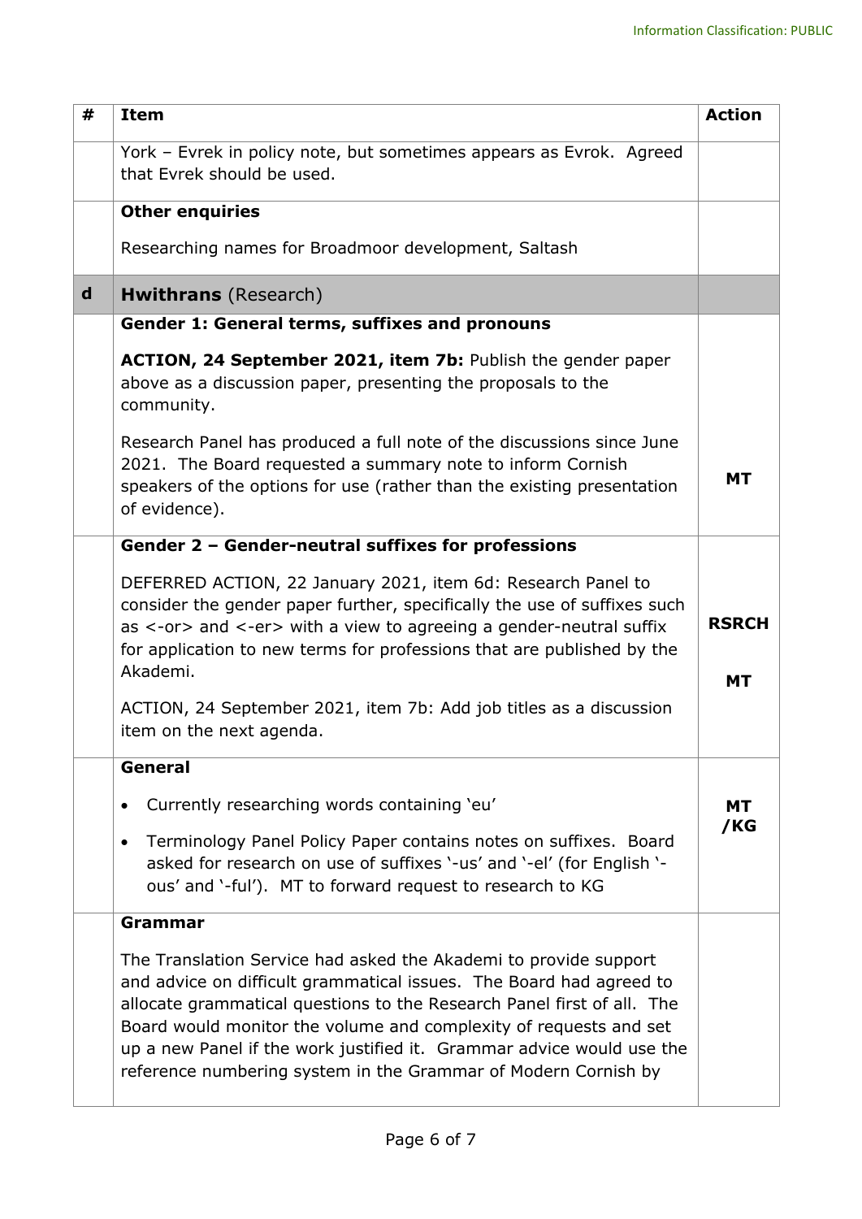| # | Item | Action |
|---|---|---|
| | York – Evrek in policy note, but sometimes appears as Evrok. Agreed that Evrek should be used. | |
| | **Other enquiries**<br><br>Researching names for Broadmoor development, Saltash | |
| **d** | **Hwithrans** (Research) | |
| | **Gender 1: General terms, suffixes and pronouns**<br><br>**ACTION, 24 September 2021, item 7b:** Publish the gender paper above as a discussion paper, presenting the proposals to the community.<br><br>Research Panel has produced a full note of the discussions since June 2021. The Board requested a summary note to inform Cornish speakers of the options for use (rather than the existing presentation of evidence). | **MT** |
| | **Gender 2 – Gender-neutral suffixes for professions**<br><br>DEFERRED ACTION, 22 January 2021, item 6d: Research Panel to consider the gender paper further, specifically the use of suffixes such as <-or> and <-er> with a view to agreeing a gender-neutral suffix for application to new terms for professions that are published by the Akademi.<br><br>ACTION, 24 September 2021, item 7b: Add job titles as a discussion item on the next agenda. | **RSRCH**<br><br>**MT** |
| | **General**<br><br>• Currently researching words containing 'eu'<br><br>• Terminology Panel Policy Paper contains notes on suffixes. Board asked for research on use of suffixes '-us' and '-el' (for English '-ous' and '-ful'). MT to forward request to research to KG | **MT /KG** |
| | **Grammar**<br><br>The Translation Service had asked the Akademi to provide support and advice on difficult grammatical issues. The Board had agreed to allocate grammatical questions to the Research Panel first of all. The Board would monitor the volume and complexity of requests and set up a new Panel if the work justified it. Grammar advice would use the reference numbering system in the Grammar of Modern Cornish by | |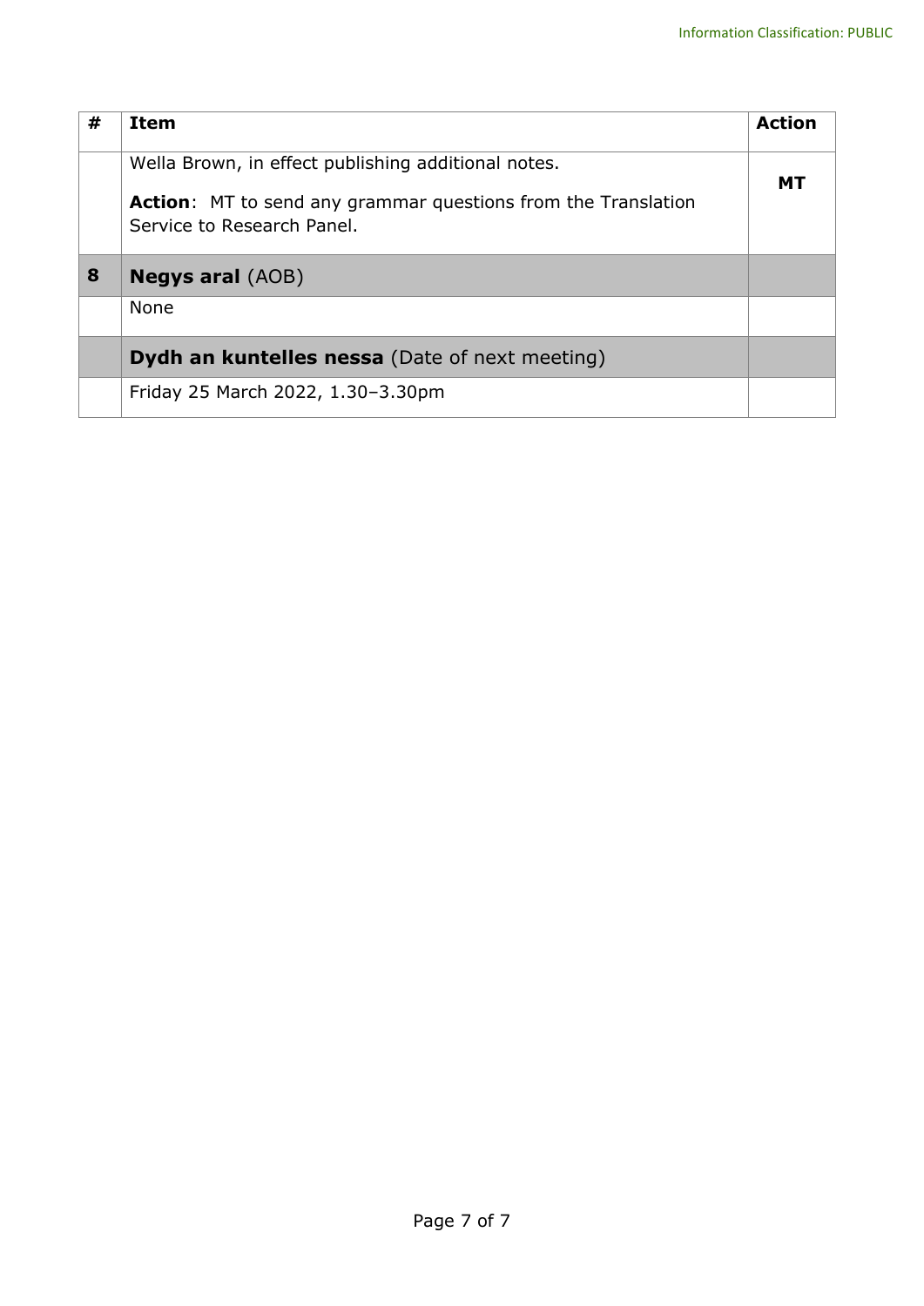| # | Item | Action |
|---|---|---|
| | Wella Brown, in effect publishing additional notes.<br>**Action**: MT to send any grammar questions from the Translation Service to Research Panel. | **MT** |
| **8** | **Negys aral** (AOB) | |
| | None | |
| | **Dydh an kuntelles nessa** (Date of next meeting) | |
| | Friday 25 March 2022, 1.30–3.30pm | |